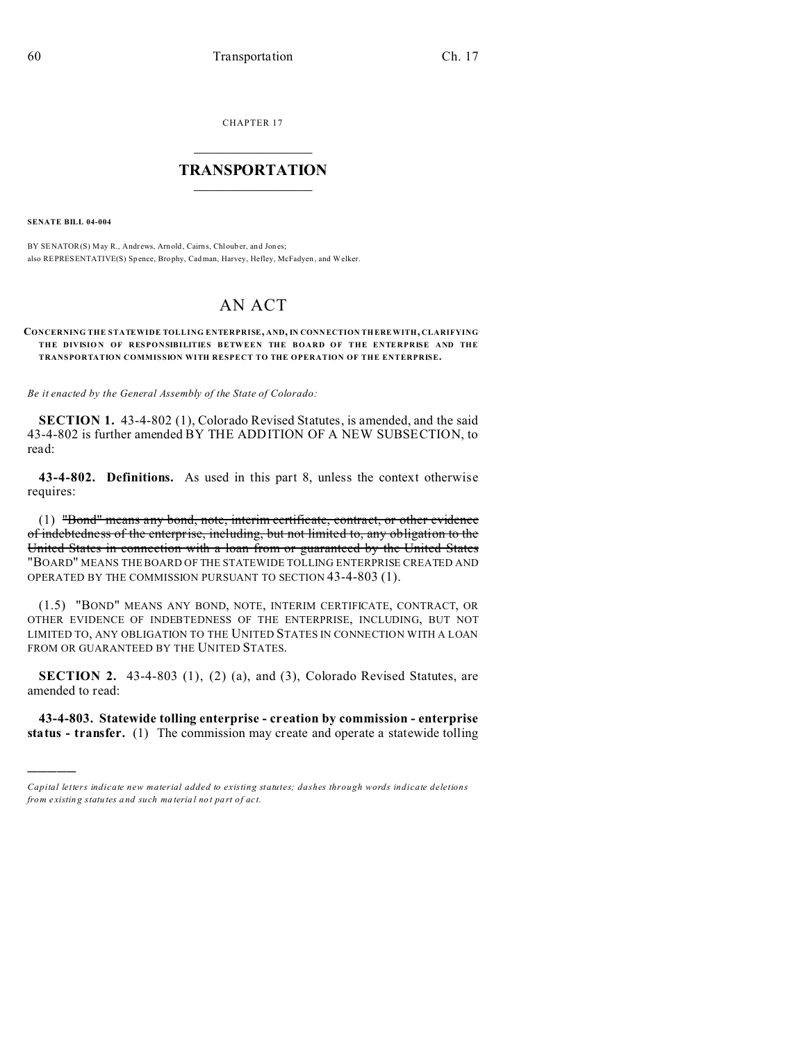CHAPTER 17

# TRANSPORTATION

**SENATE BILL 04-004**

BY SENATOR(S) May R., Andrews, Arnold, Cairns, Chlouber, and Jones;
also REPRESENTATIVE(S) Spence, Brophy, Cadman, Harvey, Hefley, McFadyen, and Welker.

## AN ACT

**CONCERNING THE STATEWIDE TOLLING ENTERPRISE, AND, IN CONNECTION THEREWITH, CLARIFYING THE DIVISION OF RESPONSIBILITIES BETWEEN THE BOARD OF THE ENTERPRISE AND THE TRANSPORTATION COMMISSION WITH RESPECT TO THE OPERATION OF THE ENTERPRISE.**

*Be it enacted by the General Assembly of the State of Colorado:*

**SECTION 1.** 43-4-802 (1), Colorado Revised Statutes, is amended, and the said 43-4-802 is further amended BY THE ADDITION OF A NEW SUBSECTION, to read:

**43-4-802. Definitions.** As used in this part 8, unless the context otherwise requires:

(1) ~~"Bond" means any bond, note, interim certificate, contract, or other evidence of indebtedness of the enterprise, including, but not limited to, any obligation to the United States in connection with a loan from or guaranteed by the United States~~ "BOARD" MEANS THE BOARD OF THE STATEWIDE TOLLING ENTERPRISE CREATED AND OPERATED BY THE COMMISSION PURSUANT TO SECTION 43-4-803 (1).

(1.5) "BOND" MEANS ANY BOND, NOTE, INTERIM CERTIFICATE, CONTRACT, OR OTHER EVIDENCE OF INDEBTEDNESS OF THE ENTERPRISE, INCLUDING, BUT NOT LIMITED TO, ANY OBLIGATION TO THE UNITED STATES IN CONNECTION WITH A LOAN FROM OR GUARANTEED BY THE UNITED STATES.

**SECTION 2.** 43-4-803 (1), (2) (a), and (3), Colorado Revised Statutes, are amended to read:

**43-4-803. Statewide tolling enterprise - creation by commission - enterprise status - transfer.** (1) The commission may create and operate a statewide tolling

---

*Capital letters indicate new material added to existing statutes; dashes through words indicate deletions from existing statutes and such material not part of act.*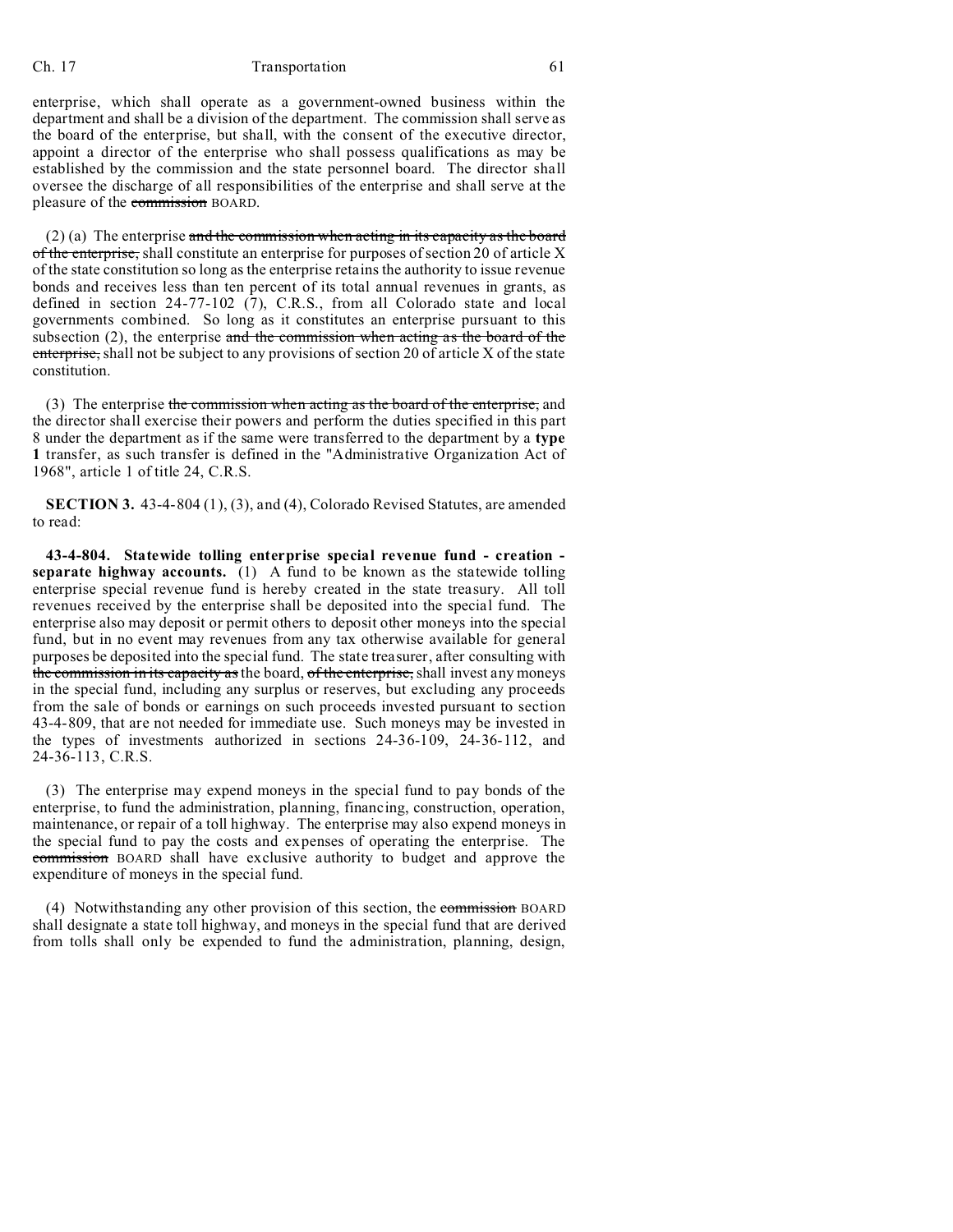enterprise, which shall operate as a government-owned business within the department and shall be a division of the department. The commission shall serve as the board of the enterprise, but shall, with the consent of the executive director, appoint a director of the enterprise who shall possess qualifications as may be established by the commission and the state personnel board. The director shall oversee the discharge of all responsibilities of the enterprise and shall serve at the pleasure of the ~~commission~~ BOARD.

(2) (a) The enterprise ~~and the commission when acting in its capacity as the board of the enterprise,~~ shall constitute an enterprise for purposes of section 20 of article X of the state constitution so long as the enterprise retains the authority to issue revenue bonds and receives less than ten percent of its total annual revenues in grants, as defined in section 24-77-102 (7), C.R.S., from all Colorado state and local governments combined. So long as it constitutes an enterprise pursuant to this subsection (2), the enterprise ~~and the commission when acting as the board of the enterprise,~~ shall not be subject to any provisions of section 20 of article X of the state constitution.

(3) The enterprise ~~the commission when acting as the board of the enterprise,~~ and the director shall exercise their powers and perform the duties specified in this part 8 under the department as if the same were transferred to the department by a **type 1** transfer, as such transfer is defined in the "Administrative Organization Act of 1968", article 1 of title 24, C.R.S.

**SECTION 3.** 43-4-804 (1), (3), and (4), Colorado Revised Statutes, are amended to read:

**43-4-804. Statewide tolling enterprise special revenue fund - creation - separate highway accounts.** (1) A fund to be known as the statewide tolling enterprise special revenue fund is hereby created in the state treasury. All toll revenues received by the enterprise shall be deposited into the special fund. The enterprise also may deposit or permit others to deposit other moneys into the special fund, but in no event may revenues from any tax otherwise available for general purposes be deposited into the special fund. The state treasurer, after consulting with ~~the commission in its capacity as~~ the board, ~~of the enterprise,~~ shall invest any moneys in the special fund, including any surplus or reserves, but excluding any proceeds from the sale of bonds or earnings on such proceeds invested pursuant to section 43-4-809, that are not needed for immediate use. Such moneys may be invested in the types of investments authorized in sections 24-36-109, 24-36-112, and 24-36-113, C.R.S.

(3) The enterprise may expend moneys in the special fund to pay bonds of the enterprise, to fund the administration, planning, financing, construction, operation, maintenance, or repair of a toll highway. The enterprise may also expend moneys in the special fund to pay the costs and expenses of operating the enterprise. The ~~commission~~ BOARD shall have exclusive authority to budget and approve the expenditure of moneys in the special fund.

(4) Notwithstanding any other provision of this section, the ~~commission~~ BOARD shall designate a state toll highway, and moneys in the special fund that are derived from tolls shall only be expended to fund the administration, planning, design,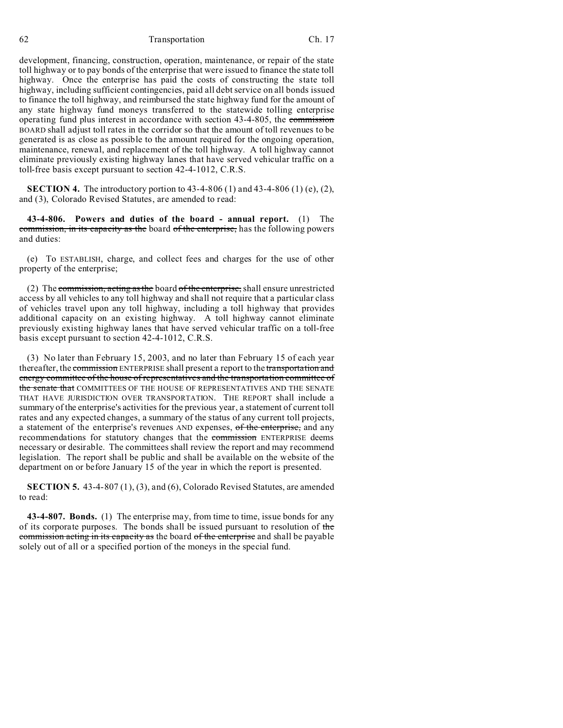development, financing, construction, operation, maintenance, or repair of the state toll highway or to pay bonds of the enterprise that were issued to finance the state toll highway. Once the enterprise has paid the costs of constructing the state toll highway, including sufficient contingencies, paid all debt service on all bonds issued to finance the toll highway, and reimbursed the state highway fund for the amount of any state highway fund moneys transferred to the statewide tolling enterprise operating fund plus interest in accordance with section 43-4-805, the ~~commission~~ BOARD shall adjust toll rates in the corridor so that the amount of toll revenues to be generated is as close as possible to the amount required for the ongoing operation, maintenance, renewal, and replacement of the toll highway. A toll highway cannot eliminate previously existing highway lanes that have served vehicular traffic on a toll-free basis except pursuant to section 42-4-1012, C.R.S.

**SECTION 4.** The introductory portion to 43-4-806 (1) and 43-4-806 (1) (e), (2), and (3), Colorado Revised Statutes, are amended to read:

**43-4-806. Powers and duties of the board - annual report.** (1) The ~~commission, in its capacity as the~~ board ~~of the enterprise,~~ has the following powers and duties:

(e) To ESTABLISH, charge, and collect fees and charges for the use of other property of the enterprise;

(2) The ~~commission, acting as the~~ board ~~of the enterprise,~~ shall ensure unrestricted access by all vehicles to any toll highway and shall not require that a particular class of vehicles travel upon any toll highway, including a toll highway that provides additional capacity on an existing highway. A toll highway cannot eliminate previously existing highway lanes that have served vehicular traffic on a toll-free basis except pursuant to section 42-4-1012, C.R.S.

(3) No later than February 15, 2003, and no later than February 15 of each year thereafter, the ~~commission~~ ENTERPRISE shall present a report to the ~~transportation and energy committee of the house of representatives and the transportation committee of the senate that~~ COMMITTEES OF THE HOUSE OF REPRESENTATIVES AND THE SENATE THAT HAVE JURISDICTION OVER TRANSPORTATION. THE REPORT shall include a summary of the enterprise's activities for the previous year, a statement of current toll rates and any expected changes, a summary of the status of any current toll projects, a statement of the enterprise's revenues AND expenses, ~~of the enterprise,~~ and any recommendations for statutory changes that the ~~commission~~ ENTERPRISE deems necessary or desirable. The committees shall review the report and may recommend legislation. The report shall be public and shall be available on the website of the department on or before January 15 of the year in which the report is presented.

**SECTION 5.** 43-4-807 (1), (3), and (6), Colorado Revised Statutes, are amended to read:

**43-4-807. Bonds.** (1) The enterprise may, from time to time, issue bonds for any of its corporate purposes. The bonds shall be issued pursuant to resolution of ~~the commission acting in its capacity as~~ the board ~~of the enterprise~~ and shall be payable solely out of all or a specified portion of the moneys in the special fund.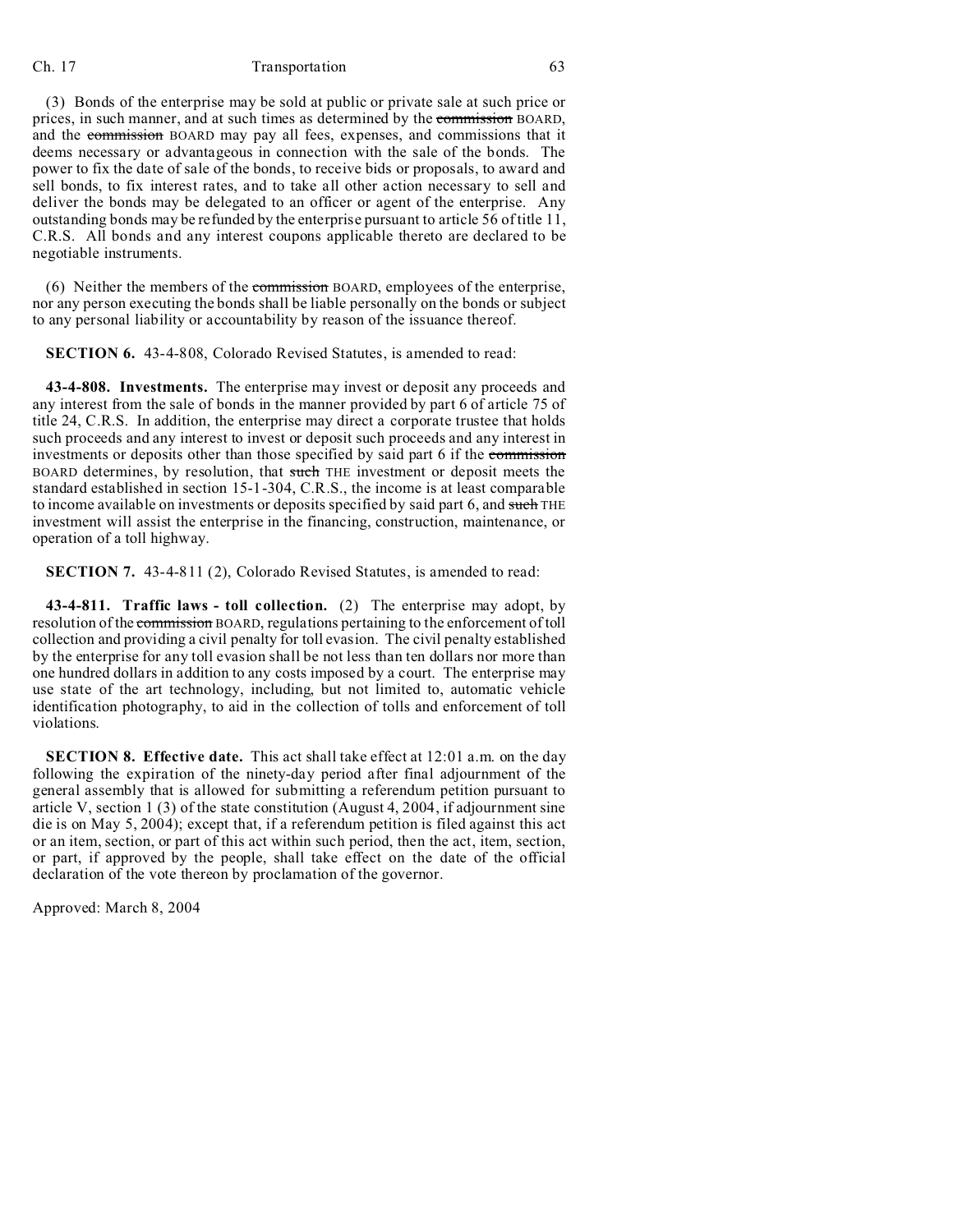(3) Bonds of the enterprise may be sold at public or private sale at such price or prices, in such manner, and at such times as determined by the ~~commission~~ BOARD, and the ~~commission~~ BOARD may pay all fees, expenses, and commissions that it deems necessary or advantageous in connection with the sale of the bonds. The power to fix the date of sale of the bonds, to receive bids or proposals, to award and sell bonds, to fix interest rates, and to take all other action necessary to sell and deliver the bonds may be delegated to an officer or agent of the enterprise. Any outstanding bonds may be refunded by the enterprise pursuant to article 56 of title 11, C.R.S. All bonds and any interest coupons applicable thereto are declared to be negotiable instruments.

(6) Neither the members of the ~~commission~~ BOARD, employees of the enterprise, nor any person executing the bonds shall be liable personally on the bonds or subject to any personal liability or accountability by reason of the issuance thereof.

**SECTION 6.** 43-4-808, Colorado Revised Statutes, is amended to read:

**43-4-808. Investments.** The enterprise may invest or deposit any proceeds and any interest from the sale of bonds in the manner provided by part 6 of article 75 of title 24, C.R.S. In addition, the enterprise may direct a corporate trustee that holds such proceeds and any interest to invest or deposit such proceeds and any interest in investments or deposits other than those specified by said part 6 if the ~~commission~~ BOARD determines, by resolution, that ~~such~~ THE investment or deposit meets the standard established in section 15-1-304, C.R.S., the income is at least comparable to income available on investments or deposits specified by said part 6, and ~~such~~ THE investment will assist the enterprise in the financing, construction, maintenance, or operation of a toll highway.

**SECTION 7.** 43-4-811 (2), Colorado Revised Statutes, is amended to read:

**43-4-811. Traffic laws - toll collection.** (2) The enterprise may adopt, by resolution of the ~~commission~~ BOARD, regulations pertaining to the enforcement of toll collection and providing a civil penalty for toll evasion. The civil penalty established by the enterprise for any toll evasion shall be not less than ten dollars nor more than one hundred dollars in addition to any costs imposed by a court. The enterprise may use state of the art technology, including, but not limited to, automatic vehicle identification photography, to aid in the collection of tolls and enforcement of toll violations.

**SECTION 8. Effective date.** This act shall take effect at 12:01 a.m. on the day following the expiration of the ninety-day period after final adjournment of the general assembly that is allowed for submitting a referendum petition pursuant to article V, section 1 (3) of the state constitution (August 4, 2004, if adjournment sine die is on May 5, 2004); except that, if a referendum petition is filed against this act or an item, section, or part of this act within such period, then the act, item, section, or part, if approved by the people, shall take effect on the date of the official declaration of the vote thereon by proclamation of the governor.

Approved: March 8, 2004